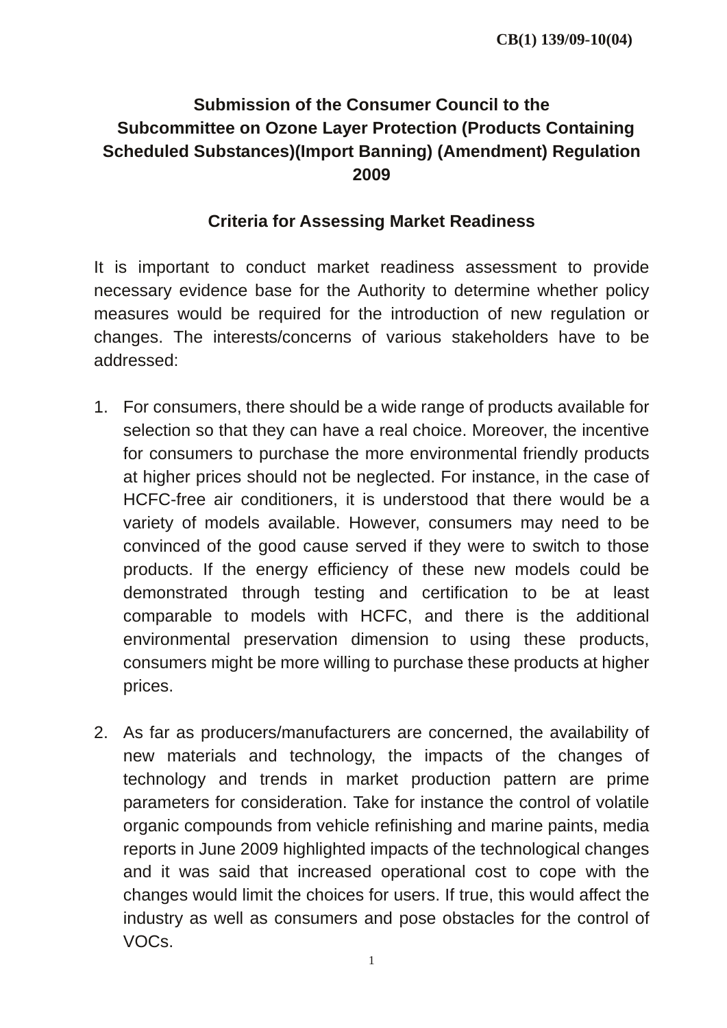CB(1) 139/09-10(04)

# Submission of the Consumer Council to the Subcommittee on Ozone Layer Protection (Products Containing Scheduled Substances)(Import Banning) (Amendment) Regulation 2009

## Criteria for Assessing Market Readiness

It is important to conduct market readiness assessment to provide necessary evidence base for the Authority to determine whether policy measures would be required for the introduction of new regulation or changes. The interests/concerns of various stakeholders have to be addressed:

1. For consumers, there should be a wide range of products available for selection so that they can have a real choice. Moreover, the incentive for consumers to purchase the more environmental friendly products at higher prices should not be neglected. For instance, in the case of HCFC-free air conditioners, it is understood that there would be a variety of models available. However, consumers may need to be convinced of the good cause served if they were to switch to those products. If the energy efficiency of these new models could be demonstrated through testing and certification to be at least comparable to models with HCFC, and there is the additional environmental preservation dimension to using these products, consumers might be more willing to purchase these products at higher prices.

2. As far as producers/manufacturers are concerned, the availability of new materials and technology, the impacts of the changes of technology and trends in market production pattern are prime parameters for consideration. Take for instance the control of volatile organic compounds from vehicle refinishing and marine paints, media reports in June 2009 highlighted impacts of the technological changes and it was said that increased operational cost to cope with the changes would limit the choices for users. If true, this would affect the industry as well as consumers and pose obstacles for the control of VOCs.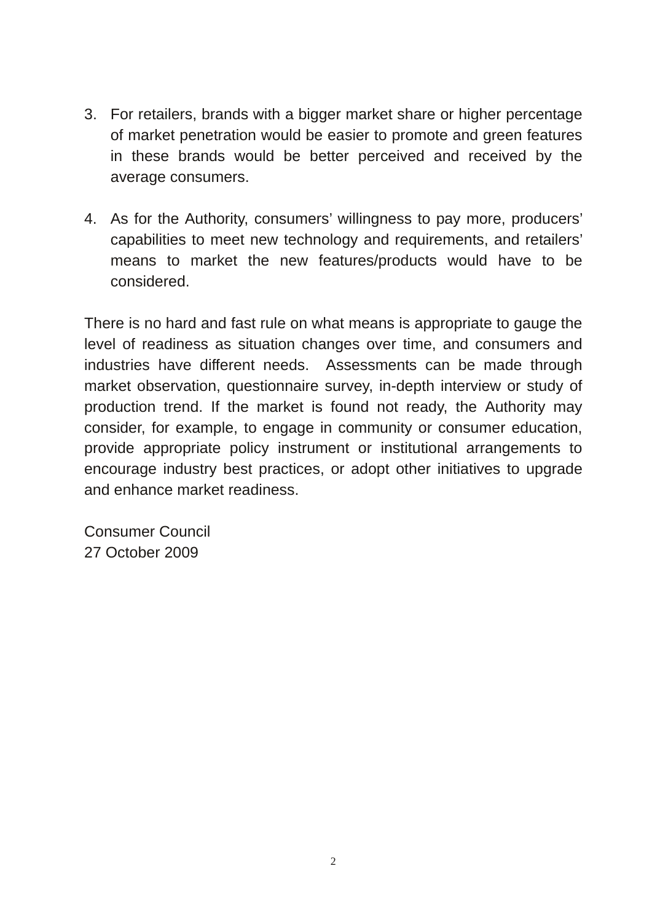3. For retailers, brands with a bigger market share or higher percentage of market penetration would be easier to promote and green features in these brands would be better perceived and received by the average consumers.

4. As for the Authority, consumers' willingness to pay more, producers' capabilities to meet new technology and requirements, and retailers' means to market the new features/products would have to be considered.

There is no hard and fast rule on what means is appropriate to gauge the level of readiness as situation changes over time, and consumers and industries have different needs. Assessments can be made through market observation, questionnaire survey, in-depth interview or study of production trend. If the market is found not ready, the Authority may consider, for example, to engage in community or consumer education, provide appropriate policy instrument or institutional arrangements to encourage industry best practices, or adopt other initiatives to upgrade and enhance market readiness.

Consumer Council
27 October 2009